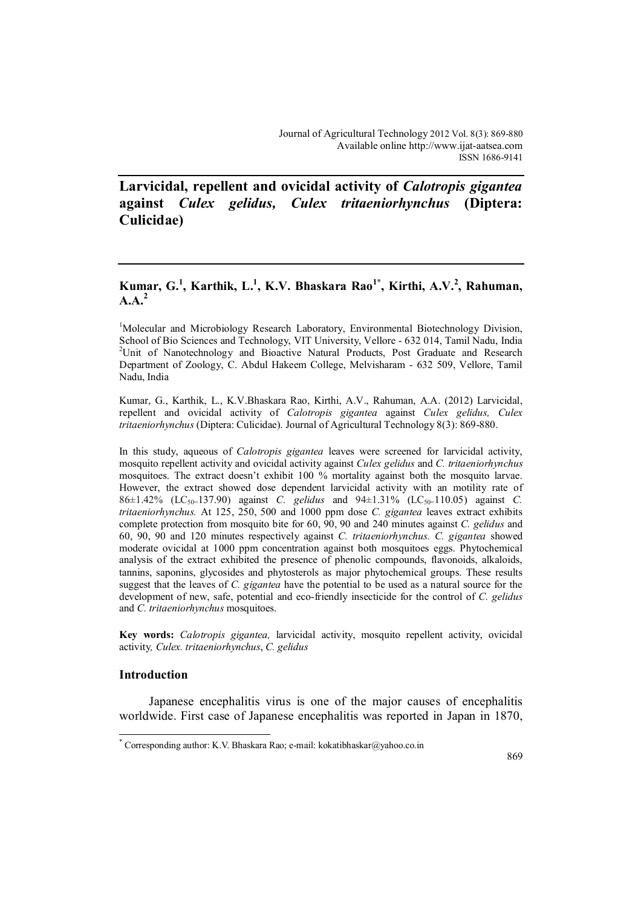# Larvicidal, repellent and ovicidal activity of *Calotropis gigantea* against *Culex gelidus, Culex tritaeniorhynchus* (Diptera: Culicidae)

**Kumar, G.[1], Karthik, L.[1], K.V. Bhaskara Rao[1*], Kirthi, A.V.[2], Rahuman, A.A.[2]**

[1]Molecular and Microbiology Research Laboratory, Environmental Biotechnology Division, School of Bio Sciences and Technology, VIT University, Vellore - 632 014, Tamil Nadu, India
[2]Unit of Nanotechnology and Bioactive Natural Products, Post Graduate and Research Department of Zoology, C. Abdul Hakeem College, Melvisharam - 632 509, Vellore, Tamil Nadu, India

Kumar, G., Karthik, L., K.V.Bhaskara Rao, Kirthi, A.V., Rahuman, A.A. (2012) Larvicidal, repellent and ovicidal activity of *Calotropis gigantea* against *Culex gelidus, Culex tritaeniorhynchus* (Diptera: Culicidae). Journal of Agricultural Technology 8(3): 869-880.

In this study, aqueous of *Calotropis gigantea* leaves were screened for larvicidal activity, mosquito repellent activity and ovicidal activity against *Culex gelidus* and *C. tritaeniorhynchus* mosquitoes. The extract doesn't exhibit 100 % mortality against both the mosquito larvae. However, the extract showed dose dependent larvicidal activity with an motility rate of 86±1.42% ($LC_{50}$=137.90) against *C. gelidus* and 94±1.31% ($LC_{50}$=110.05) against *C. tritaeniorhynchus.* At 125, 250, 500 and 1000 ppm dose *C. gigantea* leaves extract exhibits complete protection from mosquito bite for 60, 90, 90 and 240 minutes against *C. gelidus* and 60, 90, 90 and 120 minutes respectively against *C. tritaeniorhynchus. C. gigantea* showed moderate ovicidal at 1000 ppm concentration against both mosquitoes eggs. Phytochemical analysis of the extract exhibited the presence of phenolic compounds, flavonoids, alkaloids, tannins, saponins, glycosides and phytosterols as major phytochemical groups. These results suggest that the leaves of *C. gigantea* have the potential to be used as a natural source for the development of new, safe, potential and eco-friendly insecticide for the control of *C. gelidus* and *C. tritaeniorhynchus* mosquitoes.

**Key words:** *Calotropis gigantea,* larvicidal activity, mosquito repellent activity, ovicidal activity*, Culex. tritaeniorhynchus*, *C. gelidus*

## Introduction

Japanese encephalitis virus is one of the major causes of encephalitis worldwide. First case of Japanese encephalitis was reported in Japan in 1870,

[*] Corresponding author: K.V. Bhaskara Rao; e-mail: kokatibhaskar@yahoo.co.in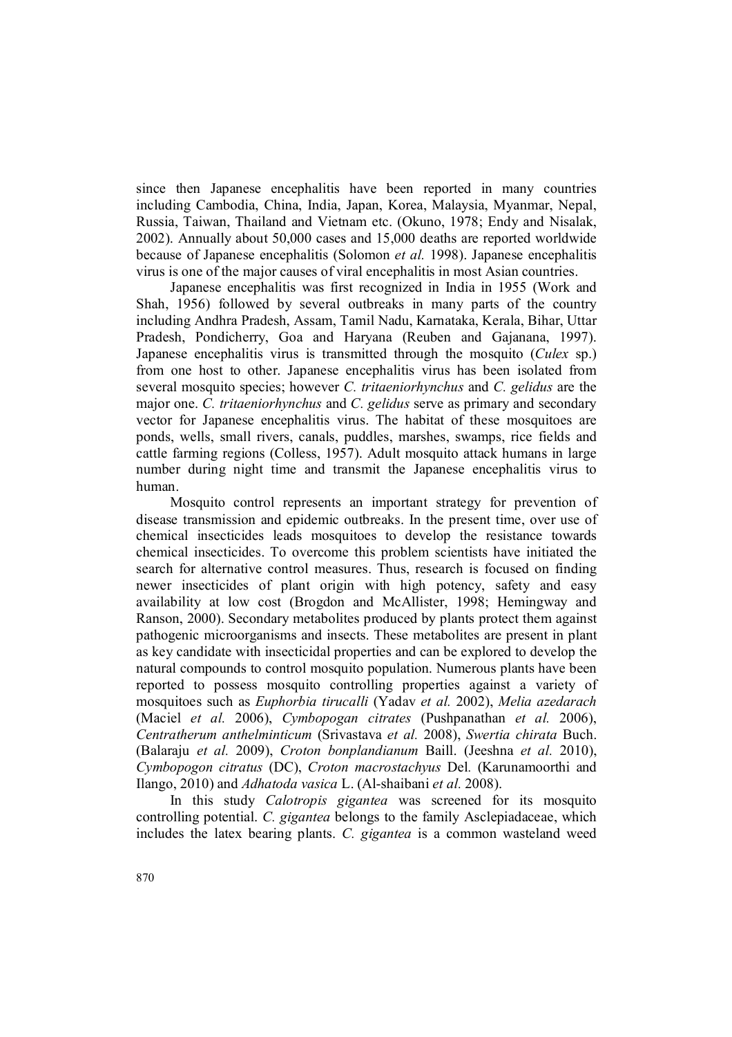since then Japanese encephalitis have been reported in many countries including Cambodia, China, India, Japan, Korea, Malaysia, Myanmar, Nepal, Russia, Taiwan, Thailand and Vietnam etc. (Okuno, 1978; Endy and Nisalak, 2002). Annually about 50,000 cases and 15,000 deaths are reported worldwide because of Japanese encephalitis (Solomon *et al.* 1998). Japanese encephalitis virus is one of the major causes of viral encephalitis in most Asian countries.

Japanese encephalitis was first recognized in India in 1955 (Work and Shah, 1956) followed by several outbreaks in many parts of the country including Andhra Pradesh, Assam, Tamil Nadu, Karnataka, Kerala, Bihar, Uttar Pradesh, Pondicherry, Goa and Haryana (Reuben and Gajanana, 1997). Japanese encephalitis virus is transmitted through the mosquito (*Culex* sp.) from one host to other. Japanese encephalitis virus has been isolated from several mosquito species; however *C. tritaeniorhynchus* and *C. gelidus* are the major one. *C. tritaeniorhynchus* and *C. gelidus* serve as primary and secondary vector for Japanese encephalitis virus. The habitat of these mosquitoes are ponds, wells, small rivers, canals, puddles, marshes, swamps, rice fields and cattle farming regions (Colless, 1957). Adult mosquito attack humans in large number during night time and transmit the Japanese encephalitis virus to human.

Mosquito control represents an important strategy for prevention of disease transmission and epidemic outbreaks. In the present time, over use of chemical insecticides leads mosquitoes to develop the resistance towards chemical insecticides. To overcome this problem scientists have initiated the search for alternative control measures. Thus, research is focused on finding newer insecticides of plant origin with high potency, safety and easy availability at low cost (Brogdon and McAllister, 1998; Hemingway and Ranson, 2000). Secondary metabolites produced by plants protect them against pathogenic microorganisms and insects. These metabolites are present in plant as key candidate with insecticidal properties and can be explored to develop the natural compounds to control mosquito population. Numerous plants have been reported to possess mosquito controlling properties against a variety of mosquitoes such as *Euphorbia tirucalli* (Yadav *et al.* 2002), *Melia azedarach* (Maciel *et al.* 2006), *Cymbopogan citrates* (Pushpanathan *et al.* 2006), *Centratherum anthelminticum* (Srivastava *et al.* 2008), *Swertia chirata* Buch. (Balaraju *et al.* 2009), *Croton bonplandianum* Baill. (Jeeshna *et al.* 2010), *Cymbopogon citratus* (DC), *Croton macrostachyus* Del. (Karunamoorthi and Ilango, 2010) and *Adhatoda vasica* L. (Al-shaibani *et al.* 2008).

In this study *Calotropis gigantea* was screened for its mosquito controlling potential. *C. gigantea* belongs to the family Asclepiadaceae, which includes the latex bearing plants. *C. gigantea* is a common wasteland weed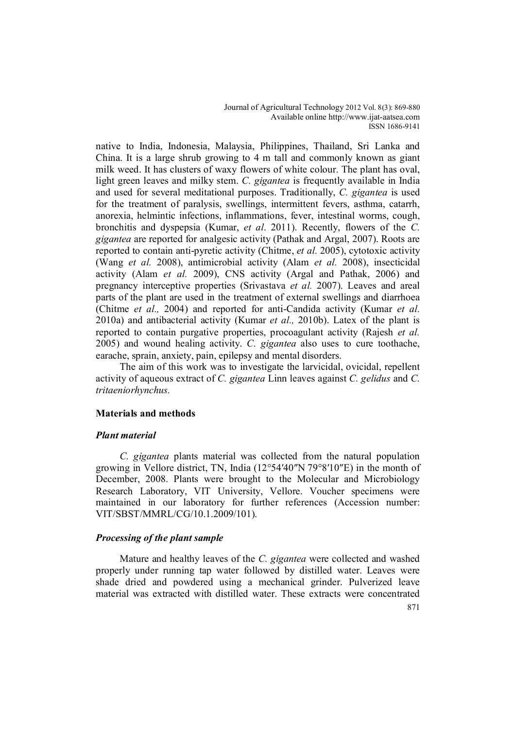native to India, Indonesia, Malaysia, Philippines, Thailand, Sri Lanka and China. It is a large shrub growing to 4 m tall and commonly known as giant milk weed. It has clusters of waxy flowers of white colour. The plant has oval, light green leaves and milky stem. *C. gigantea* is frequently available in India and used for several meditational purposes. Traditionally, *C. gigantea* is used for the treatment of paralysis, swellings, intermittent fevers, asthma, catarrh, anorexia, helmintic infections, inflammations, fever, intestinal worms, cough, bronchitis and dyspepsia (Kumar, *et al*. 2011). Recently, flowers of the *C. gigantea* are reported for analgesic activity (Pathak and Argal, 2007). Roots are reported to contain anti-pyretic activity (Chitme, *et al.* 2005), cytotoxic activity (Wang *et al.* 2008), antimicrobial activity (Alam *et al.* 2008), insecticidal activity (Alam *et al.* 2009), CNS activity (Argal and Pathak, 2006) and pregnancy interceptive properties (Srivastava *et al.* 2007). Leaves and areal parts of the plant are used in the treatment of external swellings and diarrhoea (Chitme *et al.,* 2004) and reported for anti-Candida activity (Kumar *et al.* 2010a) and antibacterial activity (Kumar *et al.,* 2010b). Latex of the plant is reported to contain purgative properties, procoagulant activity (Rajesh *et al.* 2005) and wound healing activity. *C. gigantea* also uses to cure toothache, earache, sprain, anxiety, pain, epilepsy and mental disorders.

The aim of this work was to investigate the larvicidal, ovicidal, repellent activity of aqueous extract of *C. gigantea* Linn leaves against *C. gelidus* and *C. tritaeniorhynchus.*

## Materials and methods

### *Plant material*

*C. gigantea* plants material was collected from the natural population growing in Vellore district, TN, India (12°54′40″N 79°8′10″E) in the month of December, 2008. Plants were brought to the Molecular and Microbiology Research Laboratory, VIT University, Vellore. Voucher specimens were maintained in our laboratory for further references (Accession number: VIT/SBST/MMRL/CG/10.1.2009/101).

### *Processing of the plant sample*

Mature and healthy leaves of the *C. gigantea* were collected and washed properly under running tap water followed by distilled water. Leaves were shade dried and powdered using a mechanical grinder. Pulverized leave material was extracted with distilled water. These extracts were concentrated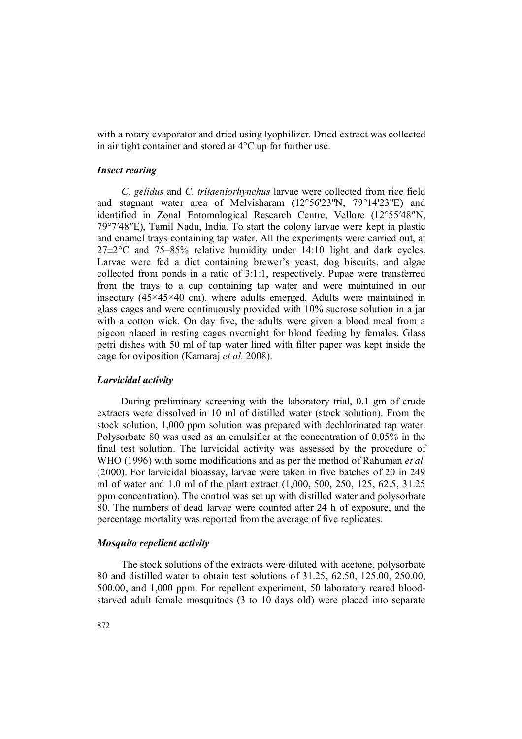with a rotary evaporator and dried using lyophilizer. Dried extract was collected in air tight container and stored at 4°C up for further use.

### *Insect rearing*

*C. gelidus* and *C. tritaeniorhynchus* larvae were collected from rice field and stagnant water area of Melvisharam (12°56'23"N, 79°14'23"E) and identified in Zonal Entomological Research Centre, Vellore (12°55′48″N, 79°7′48″E), Tamil Nadu, India. To start the colony larvae were kept in plastic and enamel trays containing tap water. All the experiments were carried out, at 27±2°C and 75–85% relative humidity under 14:10 light and dark cycles. Larvae were fed a diet containing brewer's yeast, dog biscuits, and algae collected from ponds in a ratio of 3:1:1, respectively. Pupae were transferred from the trays to a cup containing tap water and were maintained in our insectary (45×45×40 cm), where adults emerged. Adults were maintained in glass cages and were continuously provided with 10% sucrose solution in a jar with a cotton wick. On day five, the adults were given a blood meal from a pigeon placed in resting cages overnight for blood feeding by females. Glass petri dishes with 50 ml of tap water lined with filter paper was kept inside the cage for oviposition (Kamaraj *et al.* 2008).

### *Larvicidal activity*

During preliminary screening with the laboratory trial, 0.1 gm of crude extracts were dissolved in 10 ml of distilled water (stock solution). From the stock solution, 1,000 ppm solution was prepared with dechlorinated tap water. Polysorbate 80 was used as an emulsifier at the concentration of 0.05% in the final test solution. The larvicidal activity was assessed by the procedure of WHO (1996) with some modifications and as per the method of Rahuman *et al.* (2000). For larvicidal bioassay, larvae were taken in five batches of 20 in 249 ml of water and 1.0 ml of the plant extract (1,000, 500, 250, 125, 62.5, 31.25 ppm concentration). The control was set up with distilled water and polysorbate 80. The numbers of dead larvae were counted after 24 h of exposure, and the percentage mortality was reported from the average of five replicates.

### *Mosquito repellent activity*

The stock solutions of the extracts were diluted with acetone, polysorbate 80 and distilled water to obtain test solutions of 31.25, 62.50, 125.00, 250.00, 500.00, and 1,000 ppm. For repellent experiment, 50 laboratory reared blood-starved adult female mosquitoes (3 to 10 days old) were placed into separate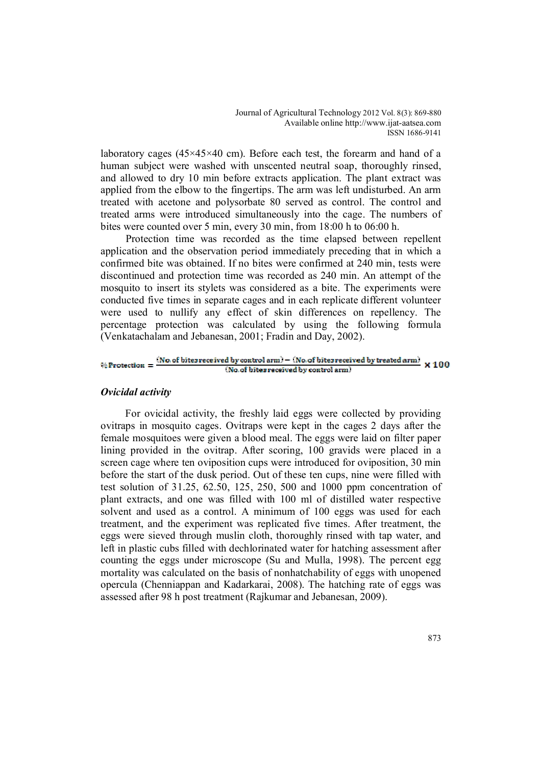laboratory cages (45×45×40 cm). Before each test, the forearm and hand of a human subject were washed with unscented neutral soap, thoroughly rinsed, and allowed to dry 10 min before extracts application. The plant extract was applied from the elbow to the fingertips. The arm was left undisturbed. An arm treated with acetone and polysorbate 80 served as control. The control and treated arms were introduced simultaneously into the cage. The numbers of bites were counted over 5 min, every 30 min, from 18:00 h to 06:00 h.

Protection time was recorded as the time elapsed between repellent application and the observation period immediately preceding that in which a confirmed bite was obtained. If no bites were confirmed at 240 min, tests were discontinued and protection time was recorded as 240 min. An attempt of the mosquito to insert its stylets was considered as a bite. The experiments were conducted five times in separate cages and in each replicate different volunteer were used to nullify any effect of skin differences on repellency. The percentage protection was calculated by using the following formula (Venkatachalam and Jebanesan, 2001; Fradin and Day, 2002).

$$\% \text{ Protection} = \frac{(\text{No. of bites received by control arm}) - (\text{No. of bites received by treated arm})}{(\text{No. of bites received by control arm})} \times 100$$

### *Ovicidal activity*

For ovicidal activity, the freshly laid eggs were collected by providing ovitraps in mosquito cages. Ovitraps were kept in the cages 2 days after the female mosquitoes were given a blood meal. The eggs were laid on filter paper lining provided in the ovitrap. After scoring, 100 gravids were placed in a screen cage where ten oviposition cups were introduced for oviposition, 30 min before the start of the dusk period. Out of these ten cups, nine were filled with test solution of 31.25, 62.50, 125, 250, 500 and 1000 ppm concentration of plant extracts, and one was filled with 100 ml of distilled water respective solvent and used as a control. A minimum of 100 eggs was used for each treatment, and the experiment was replicated five times. After treatment, the eggs were sieved through muslin cloth, thoroughly rinsed with tap water, and left in plastic cubs filled with dechlorinated water for hatching assessment after counting the eggs under microscope (Su and Mulla, 1998). The percent egg mortality was calculated on the basis of nonhatchability of eggs with unopened opercula (Chenniappan and Kadarkarai, 2008). The hatching rate of eggs was assessed after 98 h post treatment (Rajkumar and Jebanesan, 2009).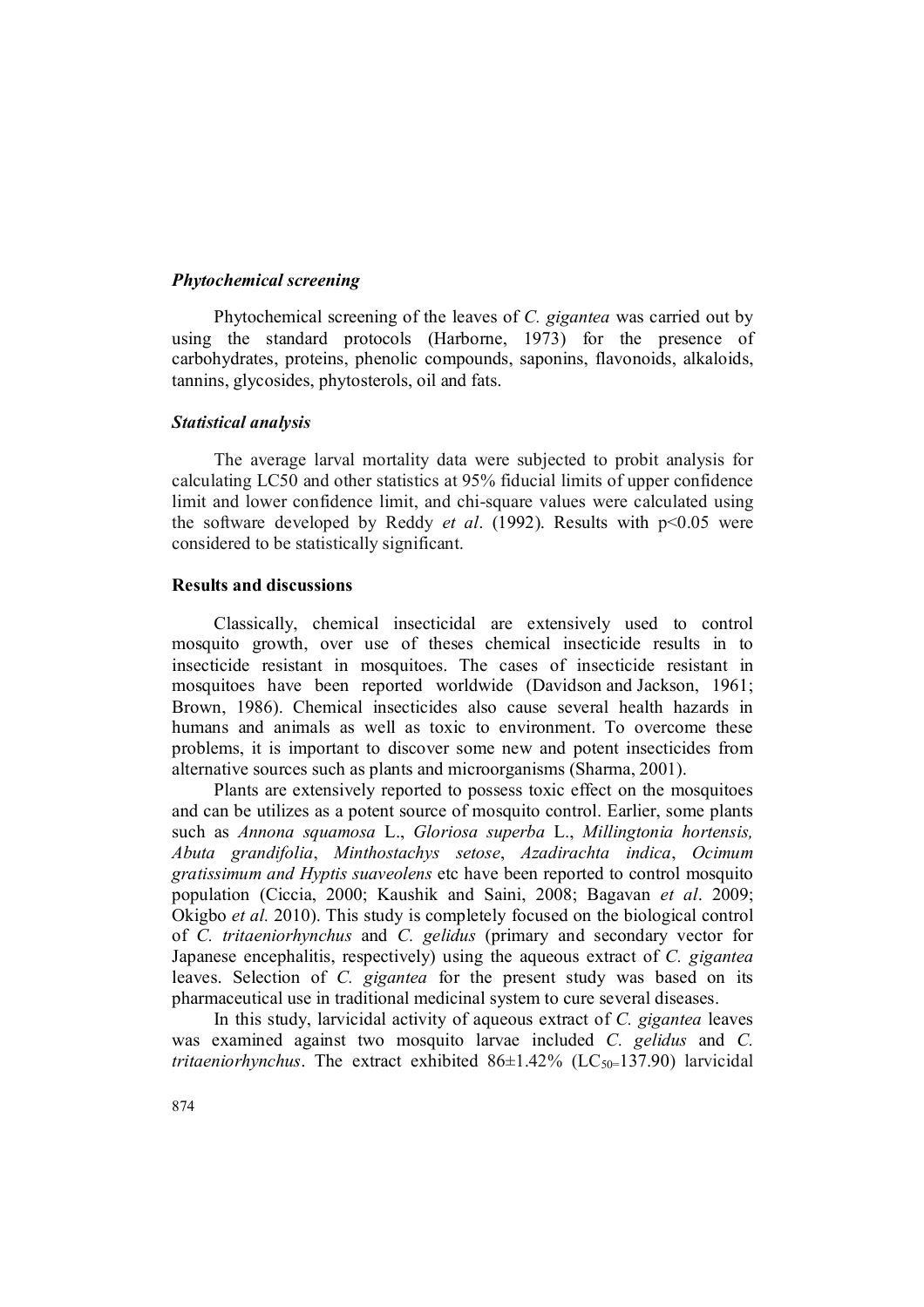### *Phytochemical screening*

Phytochemical screening of the leaves of *C. gigantea* was carried out by using the standard protocols (Harborne, 1973) for the presence of carbohydrates, proteins, phenolic compounds, saponins, flavonoids, alkaloids, tannins, glycosides, phytosterols, oil and fats.

### *Statistical analysis*

The average larval mortality data were subjected to probit analysis for calculating LC50 and other statistics at 95% fiducial limits of upper confidence limit and lower confidence limit, and chi-square values were calculated using the software developed by Reddy *et al*. (1992). Results with $p<0.05$ were considered to be statistically significant.

## Results and discussions

Classically, chemical insecticidal are extensively used to control mosquito growth, over use of theses chemical insecticide results in to insecticide resistant in mosquitoes. The cases of insecticide resistant in mosquitoes have been reported worldwide (Davidson and Jackson, 1961; Brown, 1986). Chemical insecticides also cause several health hazards in humans and animals as well as toxic to environment. To overcome these problems, it is important to discover some new and potent insecticides from alternative sources such as plants and microorganisms (Sharma, 2001).

Plants are extensively reported to possess toxic effect on the mosquitoes and can be utilizes as a potent source of mosquito control. Earlier, some plants such as *Annona squamosa* L., *Gloriosa superba* L., *Millingtonia hortensis, Abuta grandifolia*, *Minthostachys setose*, *Azadirachta indica*, *Ocimum gratissimum and Hyptis suaveolens* etc have been reported to control mosquito population (Ciccia, 2000; Kaushik and Saini, 2008; Bagavan *et al*. 2009; Okigbo *et al.* 2010). This study is completely focused on the biological control of *C. tritaeniorhynchus* and *C. gelidus* (primary and secondary vector for Japanese encephalitis, respectively) using the aqueous extract of *C. gigantea* leaves. Selection of *C. gigantea* for the present study was based on its pharmaceutical use in traditional medicinal system to cure several diseases.

In this study, larvicidal activity of aqueous extract of *C. gigantea* leaves was examined against two mosquito larvae included *C. gelidus* and *C. tritaeniorhynchus*. The extract exhibited 86±1.42% ($LC_{50}$=137.90) larvicidal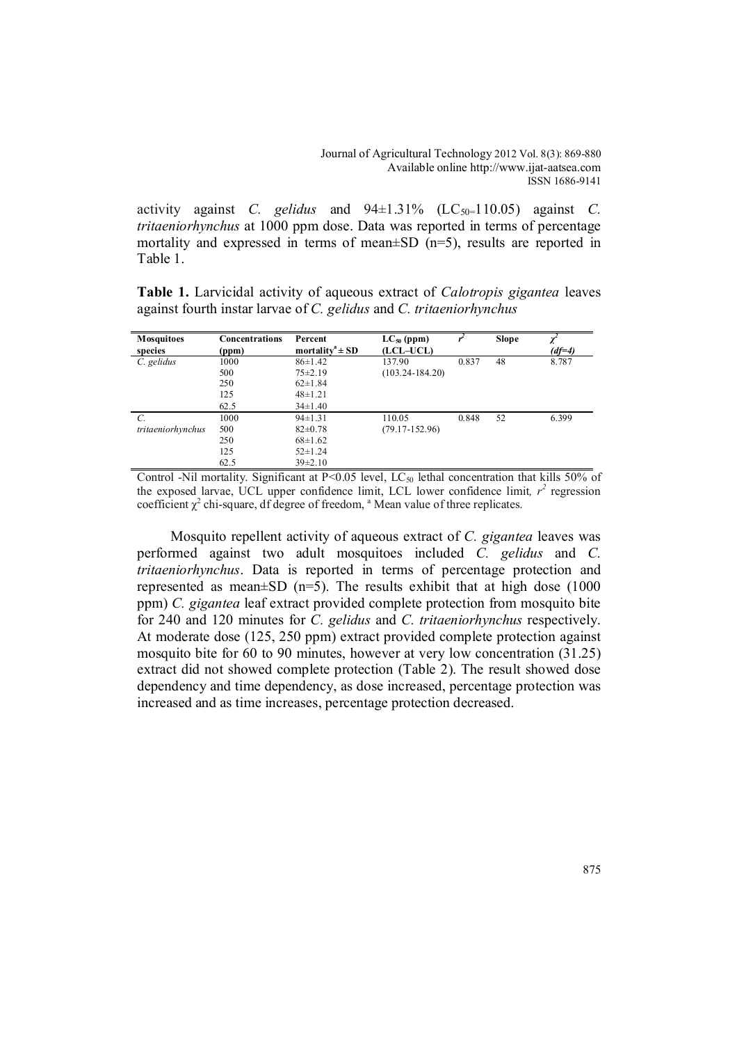activity against *C. gelidus* and 94±1.31% ($LC_{50}$=110.05) against *C. tritaeniorhynchus* at 1000 ppm dose. Data was reported in terms of percentage mortality and expressed in terms of mean±SD (n=5), results are reported in Table 1.

**Table 1.** Larvicidal activity of aqueous extract of *Calotropis gigantea* leaves against fourth instar larvae of *C. gelidus* and *C. tritaeniorhynchus*

| Mosquitoes species | Concentrations (ppm) | Percent mortality[a] ± SD | $LC_{50}$ (ppm) (LCL–UCL) | $r^2$ | Slope | $\chi^2$ (df=4) |
|---|---|---|---|---|---|---|
| *C. gelidus* | 1000 | 86±1.42 | 137.90 (103.24-184.20) | 0.837 | 48 | 8.787 |
| | 500 | 75±2.19 | | | | |
| | 250 | 62±1.84 | | | | |
| | 125 | 48±1.21 | | | | |
| | 62.5 | 34±1.40 | | | | |
| *C. tritaeniorhynchus* | 1000 | 94±1.31 | 110.05 (79.17-152.96) | 0.848 | 52 | 6.399 |
| | 500 | 82±0.78 | | | | |
| | 250 | 68±1.62 | | | | |
| | 125 | 52±1.24 | | | | |
| | 62.5 | 39±2.10 | | | | |

Control -Nil mortality. Significant at $P<0.05$ level, $LC_{50}$ lethal concentration that kills 50% of the exposed larvae, UCL upper confidence limit, LCL lower confidence limit, $r^2$ regression coefficient $\chi^2$ chi-square, df degree of freedom, [a] Mean value of three replicates.

Mosquito repellent activity of aqueous extract of *C. gigantea* leaves was performed against two adult mosquitoes included *C. gelidus* and *C. tritaeniorhynchus*. Data is reported in terms of percentage protection and represented as mean±SD (n=5). The results exhibit that at high dose (1000 ppm) *C. gigantea* leaf extract provided complete protection from mosquito bite for 240 and 120 minutes for *C. gelidus* and *C. tritaeniorhynchus* respectively. At moderate dose (125, 250 ppm) extract provided complete protection against mosquito bite for 60 to 90 minutes, however at very low concentration (31.25) extract did not showed complete protection (Table 2). The result showed dose dependency and time dependency, as dose increased, percentage protection was increased and as time increases, percentage protection decreased.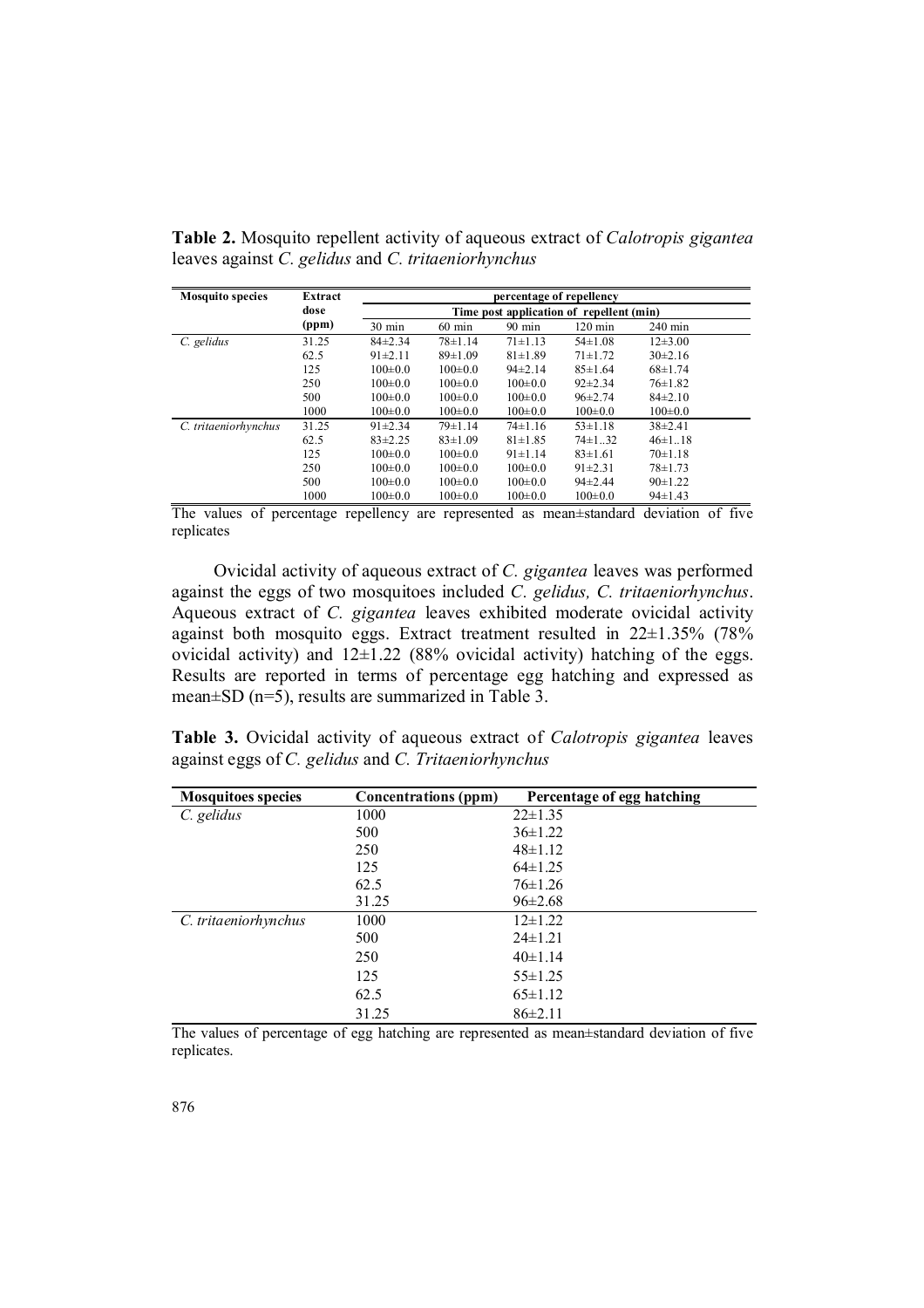**Table 2.** Mosquito repellent activity of aqueous extract of *Calotropis gigantea* leaves against *C. gelidus* and *C. tritaeniorhynchus*

| Mosquito species | Extract dose (ppm) | percentage of repellency | | | | |
|---|---|---|---|---|---|---|
| | | Time post application of repellent (min) | | | | |
| | | 30 min | 60 min | 90 min | 120 min | 240 min |
| *C. gelidus* | 31.25 | 84±2.34 | 78±1.14 | 71±1.13 | 54±1.08 | 12±3.00 |
| | 62.5 | 91±2.11 | 89±1.09 | 81±1.89 | 71±1.72 | 30±2.16 |
| | 125 | 100±0.0 | 100±0.0 | 94±2.14 | 85±1.64 | 68±1.74 |
| | 250 | 100±0.0 | 100±0.0 | 100±0.0 | 92±2.34 | 76±1.82 |
| | 500 | 100±0.0 | 100±0.0 | 100±0.0 | 96±2.74 | 84±2.10 |
| | 1000 | 100±0.0 | 100±0.0 | 100±0.0 | 100±0.0 | 100±0.0 |
| *C. tritaeniorhynchus* | 31.25 | 91±2.34 | 79±1.14 | 74±1.16 | 53±1.18 | 38±2.41 |
| | 62.5 | 83±2.25 | 83±1.09 | 81±1.85 | 74±1..32 | 46±1..18 |
| | 125 | 100±0.0 | 100±0.0 | 91±1.14 | 83±1.61 | 70±1.18 |
| | 250 | 100±0.0 | 100±0.0 | 100±0.0 | 91±2.31 | 78±1.73 |
| | 500 | 100±0.0 | 100±0.0 | 100±0.0 | 94±2.44 | 90±1.22 |
| | 1000 | 100±0.0 | 100±0.0 | 100±0.0 | 100±0.0 | 94±1.43 |

The values of percentage repellency are represented as mean±standard deviation of five replicates

Ovicidal activity of aqueous extract of *C. gigantea* leaves was performed against the eggs of two mosquitoes included *C. gelidus, C. tritaeniorhynchus*. Aqueous extract of *C. gigantea* leaves exhibited moderate ovicidal activity against both mosquito eggs. Extract treatment resulted in 22±1.35% (78% ovicidal activity) and 12±1.22 (88% ovicidal activity) hatching of the eggs. Results are reported in terms of percentage egg hatching and expressed as mean±SD (n=5), results are summarized in Table 3.

**Table 3.** Ovicidal activity of aqueous extract of *Calotropis gigantea* leaves against eggs of *C. gelidus* and *C. Tritaeniorhynchus*

| Mosquitoes species | Concentrations (ppm) | Percentage of egg hatching |
|---|---|---|
| *C. gelidus* | 1000 | 22±1.35 |
| | 500 | 36±1.22 |
| | 250 | 48±1.12 |
| | 125 | 64±1.25 |
| | 62.5 | 76±1.26 |
| | 31.25 | 96±2.68 |
| *C. tritaeniorhynchus* | 1000 | 12±1.22 |
| | 500 | 24±1.21 |
| | 250 | 40±1.14 |
| | 125 | 55±1.25 |
| | 62.5 | 65±1.12 |
| | 31.25 | 86±2.11 |

The values of percentage of egg hatching are represented as mean±standard deviation of five replicates.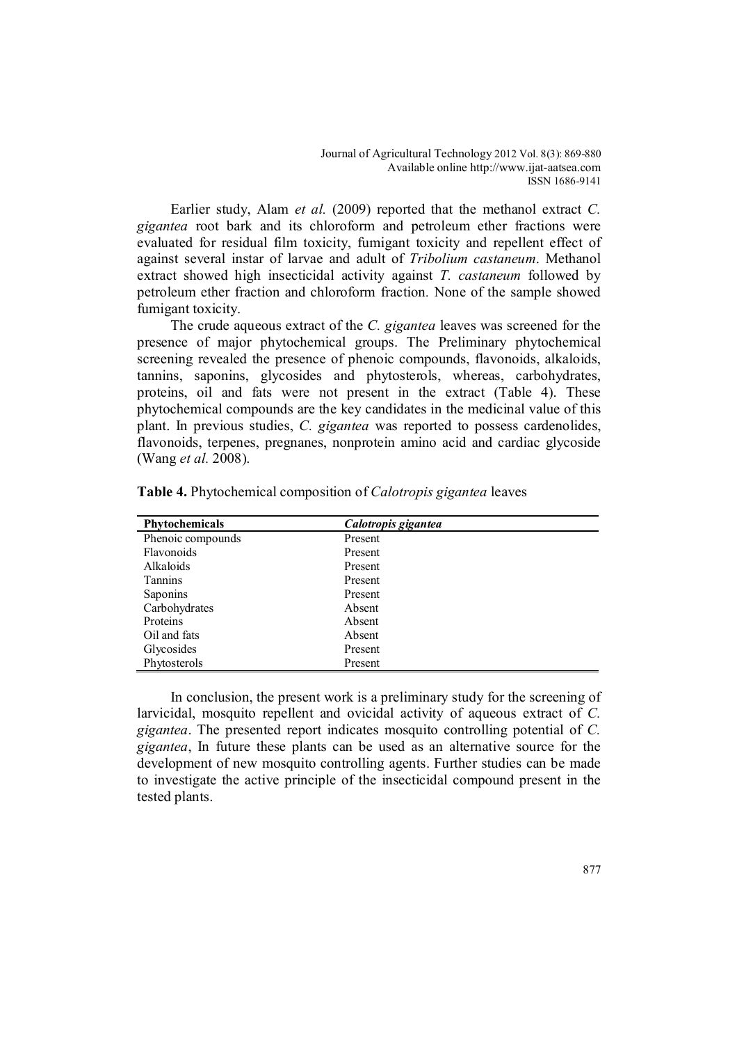Earlier study, Alam *et al.* (2009) reported that the methanol extract *C. gigantea* root bark and its chloroform and petroleum ether fractions were evaluated for residual film toxicity, fumigant toxicity and repellent effect of against several instar of larvae and adult of *Tribolium castaneum*. Methanol extract showed high insecticidal activity against *T. castaneum* followed by petroleum ether fraction and chloroform fraction. None of the sample showed fumigant toxicity.

The crude aqueous extract of the *C. gigantea* leaves was screened for the presence of major phytochemical groups. The Preliminary phytochemical screening revealed the presence of phenoic compounds, flavonoids, alkaloids, tannins, saponins, glycosides and phytosterols, whereas, carbohydrates, proteins, oil and fats were not present in the extract (Table 4). These phytochemical compounds are the key candidates in the medicinal value of this plant. In previous studies, *C. gigantea* was reported to possess cardenolides, flavonoids, terpenes, pregnanes, nonprotein amino acid and cardiac glycoside (Wang *et al.* 2008).

**Table 4.** Phytochemical composition of *Calotropis gigantea* leaves

| Phytochemicals | *Calotropis gigantea* |
|---|---|
| Phenoic compounds | Present |
| Flavonoids | Present |
| Alkaloids | Present |
| Tannins | Present |
| Saponins | Present |
| Carbohydrates | Absent |
| Proteins | Absent |
| Oil and fats | Absent |
| Glycosides | Present |
| Phytosterols | Present |

In conclusion, the present work is a preliminary study for the screening of larvicidal, mosquito repellent and ovicidal activity of aqueous extract of *C. gigantea*. The presented report indicates mosquito controlling potential of *C. gigantea*, In future these plants can be used as an alternative source for the development of new mosquito controlling agents. Further studies can be made to investigate the active principle of the insecticidal compound present in the tested plants.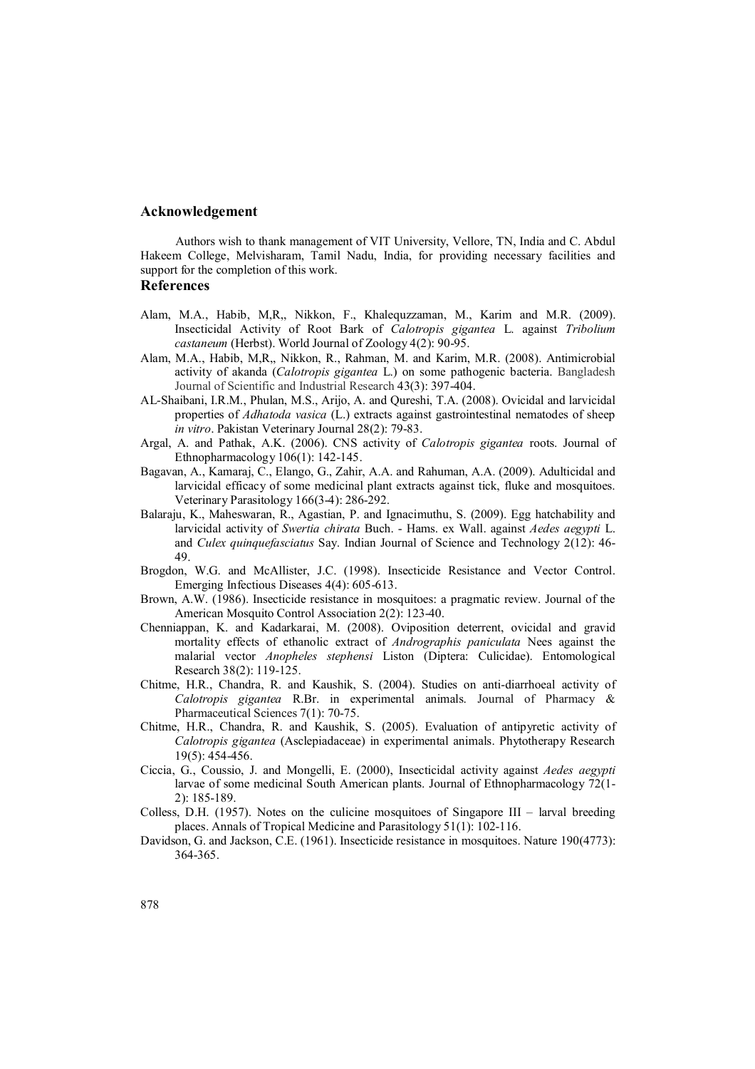## Acknowledgement

Authors wish to thank management of VIT University, Vellore, TN, India and C. Abdul Hakeem College, Melvisharam, Tamil Nadu, India, for providing necessary facilities and support for the completion of this work.

## References

Alam, M.A., Habib, M,R,, Nikkon, F., Khalequzzaman, M., Karim and M.R. (2009). Insecticidal Activity of Root Bark of *Calotropis gigantea* L. against *Tribolium castaneum* (Herbst). World Journal of Zoology 4(2): 90-95.

Alam, M.A., Habib, M,R,, Nikkon, R., Rahman, M. and Karim, M.R. (2008). Antimicrobial activity of akanda (*Calotropis gigantea* L.) on some pathogenic bacteria. Bangladesh Journal of Scientific and Industrial Research 43(3): 397-404.

AL-Shaibani, I.R.M., Phulan, M.S., Arijo, A. and Qureshi, T.A. (2008). Ovicidal and larvicidal properties of *Adhatoda vasica* (L.) extracts against gastrointestinal nematodes of sheep *in vitro*. Pakistan Veterinary Journal 28(2): 79-83.

Argal, A. and Pathak, A.K. (2006). CNS activity of *Calotropis gigantea* roots. Journal of Ethnopharmacology 106(1): 142-145.

Bagavan, A., Kamaraj, C., Elango, G., Zahir, A.A. and Rahuman, A.A. (2009). Adulticidal and larvicidal efficacy of some medicinal plant extracts against tick, fluke and mosquitoes. Veterinary Parasitology 166(3-4): 286-292.

Balaraju, K., Maheswaran, R., Agastian, P. and Ignacimuthu, S. (2009). Egg hatchability and larvicidal activity of *Swertia chirata* Buch. - Hams. ex Wall. against *Aedes aegypti* L. and *Culex quinquefasciatus* Say. Indian Journal of Science and Technology 2(12): 46-49.

Brogdon, W.G. and McAllister, J.C. (1998). Insecticide Resistance and Vector Control. Emerging Infectious Diseases 4(4): 605-613.

Brown, A.W. (1986). Insecticide resistance in mosquitoes: a pragmatic review. Journal of the American Mosquito Control Association 2(2): 123-40.

Chenniappan, K. and Kadarkarai, M. (2008). Oviposition deterrent, ovicidal and gravid mortality effects of ethanolic extract of *Andrographis paniculata* Nees against the malarial vector *Anopheles stephensi* Liston (Diptera: Culicidae). Entomological Research 38(2): 119-125.

Chitme, H.R., Chandra, R. and Kaushik, S. (2004). Studies on anti-diarrhoeal activity of *Calotropis gigantea* R.Br. in experimental animals. Journal of Pharmacy & Pharmaceutical Sciences 7(1): 70-75.

Chitme, H.R., Chandra, R. and Kaushik, S. (2005). Evaluation of antipyretic activity of *Calotropis gigantea* (Asclepiadaceae) in experimental animals. Phytotherapy Research 19(5): 454-456.

Ciccia, G., Coussio, J. and Mongelli, E. (2000), Insecticidal activity against *Aedes aegypti* larvae of some medicinal South American plants. Journal of Ethnopharmacology 72(1-2): 185-189.

Colless, D.H. (1957). Notes on the culicine mosquitoes of Singapore III – larval breeding places. Annals of Tropical Medicine and Parasitology 51(1): 102-116.

Davidson, G. and Jackson, C.E. (1961). Insecticide resistance in mosquitoes. Nature 190(4773): 364-365.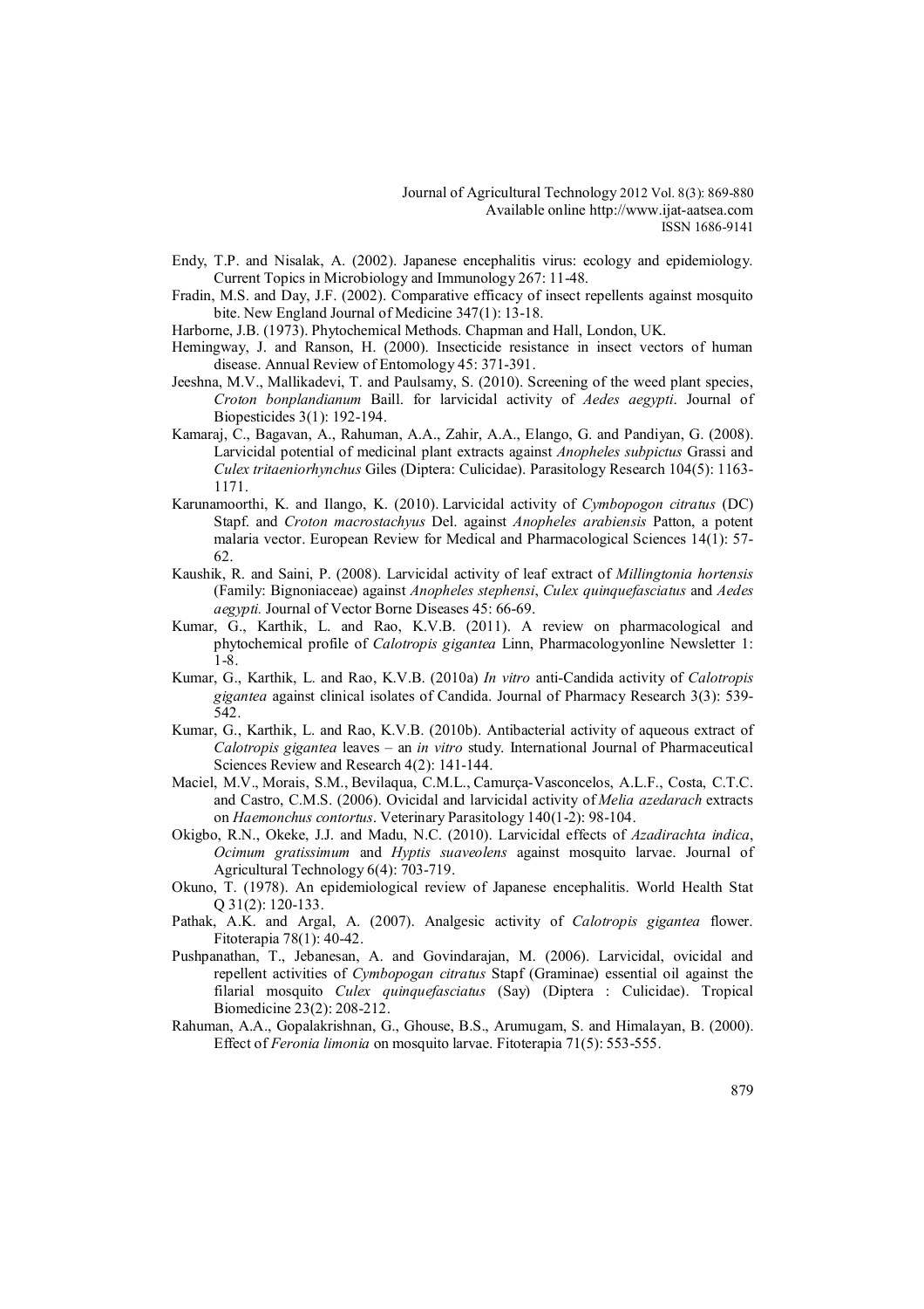Endy, T.P. and Nisalak, A. (2002). Japanese encephalitis virus: ecology and epidemiology. Current Topics in Microbiology and Immunology 267: 11-48.

Fradin, M.S. and Day, J.F. (2002). Comparative efficacy of insect repellents against mosquito bite. New England Journal of Medicine 347(1): 13-18.

Harborne, J.B. (1973). Phytochemical Methods. Chapman and Hall, London, UK.

Hemingway, J. and Ranson, H. (2000). Insecticide resistance in insect vectors of human disease. Annual Review of Entomology 45: 371-391.

Jeeshna, M.V., Mallikadevi, T. and Paulsamy, S. (2010). Screening of the weed plant species, *Croton bonplandianum* Baill. for larvicidal activity of *Aedes aegypti*. Journal of Biopesticides 3(1): 192-194.

Kamaraj, C., Bagavan, A., Rahuman, A.A., Zahir, A.A., Elango, G. and Pandiyan, G. (2008). Larvicidal potential of medicinal plant extracts against *Anopheles subpictus* Grassi and *Culex tritaeniorhynchus* Giles (Diptera: Culicidae). Parasitology Research 104(5): 1163-1171.

Karunamoorthi, K. and Ilango, K. (2010). Larvicidal activity of *Cymbopogon citratus* (DC) Stapf. and *Croton macrostachyus* Del. against *Anopheles arabiensis* Patton, a potent malaria vector. European Review for Medical and Pharmacological Sciences 14(1): 57-62.

Kaushik, R. and Saini, P. (2008). Larvicidal activity of leaf extract of *Millingtonia hortensis* (Family: Bignoniaceae) against *Anopheles stephensi*, *Culex quinquefasciatus* and *Aedes aegypti.* Journal of Vector Borne Diseases 45: 66-69.

Kumar, G., Karthik, L. and Rao, K.V.B. (2011). A review on pharmacological and phytochemical profile of *Calotropis gigantea* Linn, Pharmacologyonline Newsletter 1: 1-8.

Kumar, G., Karthik, L. and Rao, K.V.B. (2010a) *In vitro* anti-Candida activity of *Calotropis gigantea* against clinical isolates of Candida. Journal of Pharmacy Research 3(3): 539-542.

Kumar, G., Karthik, L. and Rao, K.V.B. (2010b). Antibacterial activity of aqueous extract of *Calotropis gigantea* leaves – an *in vitro* study. International Journal of Pharmaceutical Sciences Review and Research 4(2): 141-144.

Maciel, M.V., Morais, S.M., Bevilaqua, C.M.L., Camurça-Vasconcelos, A.L.F., Costa, C.T.C. and Castro, C.M.S. (2006). Ovicidal and larvicidal activity of *Melia azedarach* extracts on *Haemonchus contortus*. Veterinary Parasitology 140(1-2): 98-104.

Okigbo, R.N., Okeke, J.J. and Madu, N.C. (2010). Larvicidal effects of *Azadirachta indica*, *Ocimum gratissimum* and *Hyptis suaveolens* against mosquito larvae. Journal of Agricultural Technology 6(4): 703-719.

Okuno, T. (1978). An epidemiological review of Japanese encephalitis. World Health Stat Q 31(2): 120-133.

Pathak, A.K. and Argal, A. (2007). Analgesic activity of *Calotropis gigantea* flower. Fitoterapia 78(1): 40-42.

Pushpanathan, T., Jebanesan, A. and Govindarajan, M. (2006). Larvicidal, ovicidal and repellent activities of *Cymbopogan citratus* Stapf (Graminae) essential oil against the filarial mosquito *Culex quinquefasciatus* (Say) (Diptera : Culicidae). Tropical Biomedicine 23(2): 208-212.

Rahuman, A.A., Gopalakrishnan, G., Ghouse, B.S., Arumugam, S. and Himalayan, B. (2000). Effect of *Feronia limonia* on mosquito larvae. Fitoterapia 71(5): 553-555.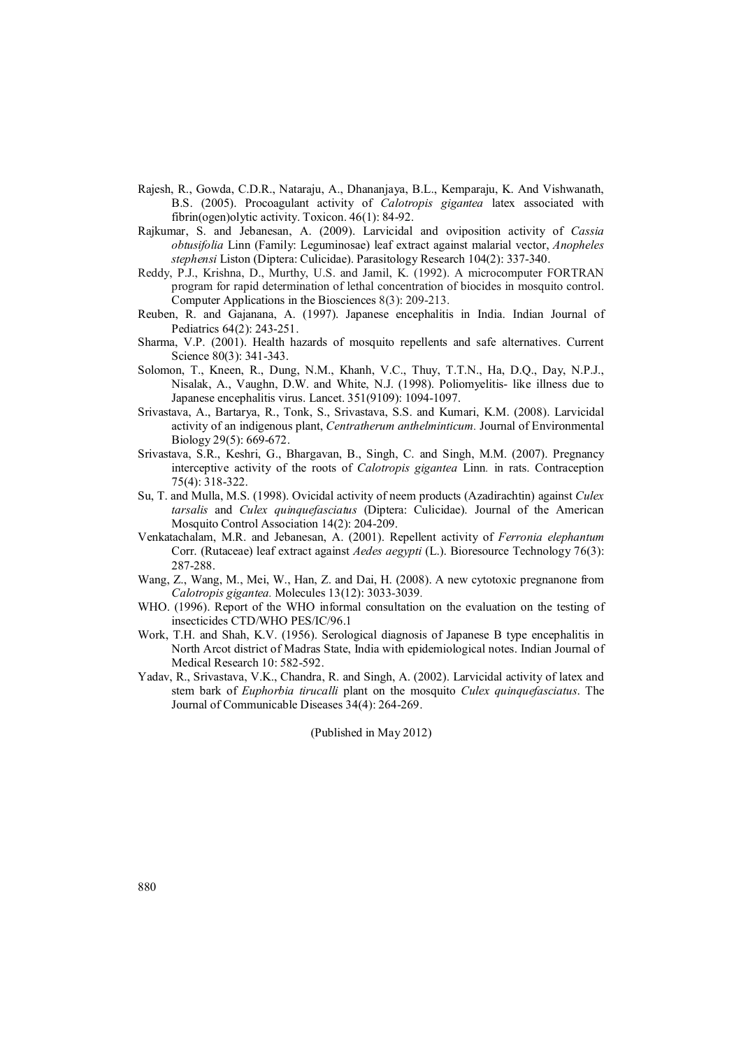Rajesh, R., Gowda, C.D.R., Nataraju, A., Dhananjaya, B.L., Kemparaju, K. And Vishwanath, B.S. (2005). Procoagulant activity of *Calotropis gigantea* latex associated with fibrin(ogen)olytic activity. Toxicon. 46(1): 84-92.

Rajkumar, S. and Jebanesan, A. (2009). Larvicidal and oviposition activity of *Cassia obtusifolia* Linn (Family: Leguminosae) leaf extract against malarial vector, *Anopheles stephensi* Liston (Diptera: Culicidae). Parasitology Research 104(2): 337-340.

Reddy, P.J., Krishna, D., Murthy, U.S. and Jamil, K. (1992). A microcomputer FORTRAN program for rapid determination of lethal concentration of biocides in mosquito control. Computer Applications in the Biosciences 8(3): 209-213.

Reuben, R. and Gajanana, A. (1997). Japanese encephalitis in India. Indian Journal of Pediatrics 64(2): 243-251.

Sharma, V.P. (2001). Health hazards of mosquito repellents and safe alternatives. Current Science 80(3): 341-343.

Solomon, T., Kneen, R., Dung, N.M., Khanh, V.C., Thuy, T.T.N., Ha, D.Q., Day, N.P.J., Nisalak, A., Vaughn, D.W. and White, N.J. (1998). Poliomyelitis- like illness due to Japanese encephalitis virus. Lancet. 351(9109): 1094-1097.

Srivastava, A., Bartarya, R., Tonk, S., Srivastava, S.S. and Kumari, K.M. (2008). Larvicidal activity of an indigenous plant, *Centratherum anthelminticum.* Journal of Environmental Biology 29(5): 669-672.

Srivastava, S.R., Keshri, G., Bhargavan, B., Singh, C. and Singh, M.M. (2007). Pregnancy interceptive activity of the roots of *Calotropis gigantea* Linn*.* in rats. Contraception 75(4): 318-322.

Su, T. and Mulla, M.S. (1998). Ovicidal activity of neem products (Azadirachtin) against *Culex tarsalis* and *Culex quinquefasciatus* (Diptera: Culicidae). Journal of the American Mosquito Control Association 14(2): 204-209.

Venkatachalam, M.R. and Jebanesan, A. (2001). Repellent activity of *Ferronia elephantum* Corr. (Rutaceae) leaf extract against *Aedes aegypti* (L.). Bioresource Technology 76(3): 287-288.

Wang, Z., Wang, M., Mei, W., Han, Z. and Dai, H. (2008). A new cytotoxic pregnanone from *Calotropis gigantea.* Molecules 13(12): 3033-3039.

WHO. (1996). Report of the WHO informal consultation on the evaluation on the testing of insecticides CTD/WHO PES/IC/96.1

Work, T.H. and Shah, K.V. (1956). Serological diagnosis of Japanese B type encephalitis in North Arcot district of Madras State, India with epidemiological notes. Indian Journal of Medical Research 10: 582-592.

Yadav, R., Srivastava, V.K., Chandra, R. and Singh, A. (2002). Larvicidal activity of latex and stem bark of *Euphorbia tirucalli* plant on the mosquito *Culex quinquefasciatus*. The Journal of Communicable Diseases 34(4): 264-269.

(Published in May 2012)